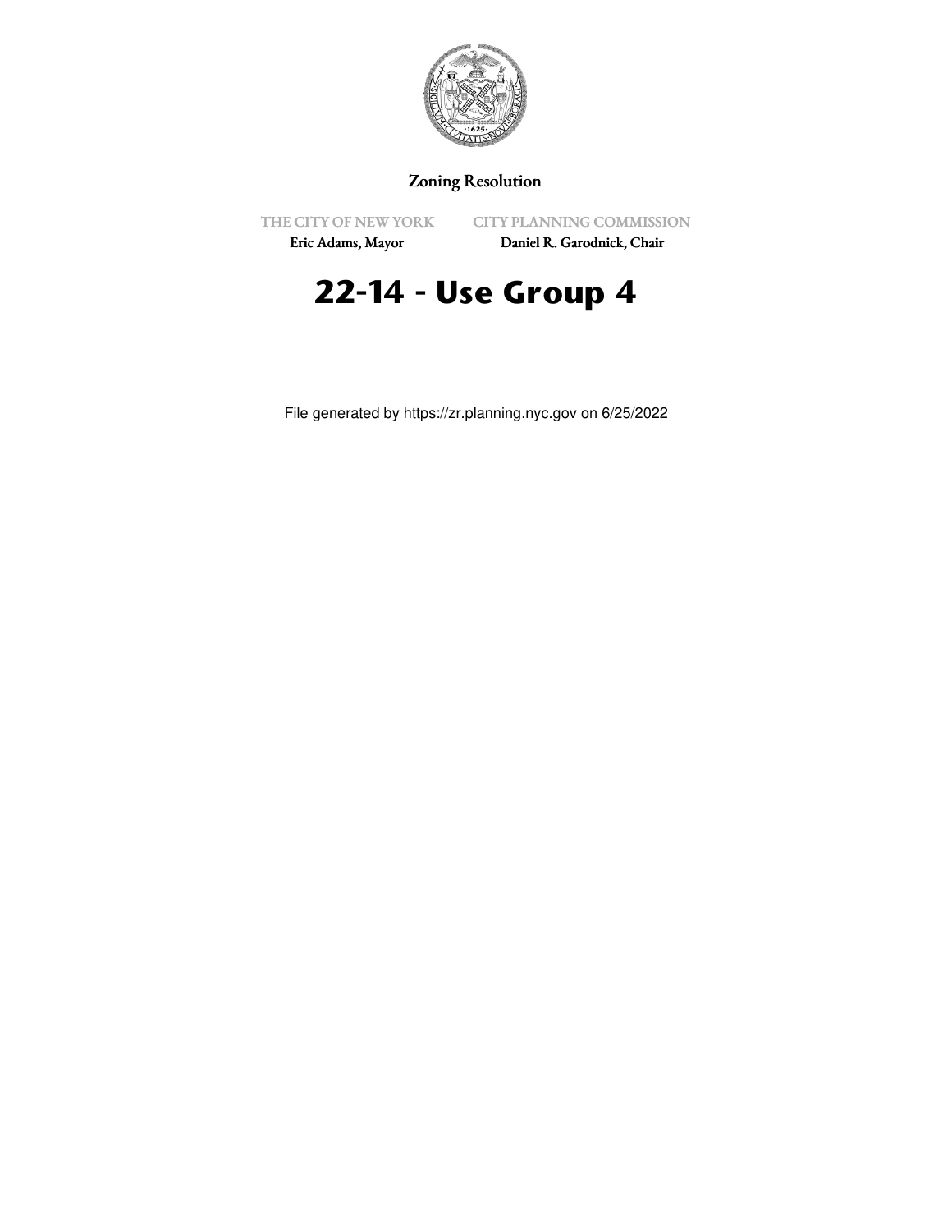Zoning Resolution

THE CITY OF NEW YORK
Eric Adams, Mayor

CITY PLANNING COMMISSION
Daniel R. Garodnick, Chair

# 22-14 - Use Group 4

File generated by https://zr.planning.nyc.gov on 6/25/2022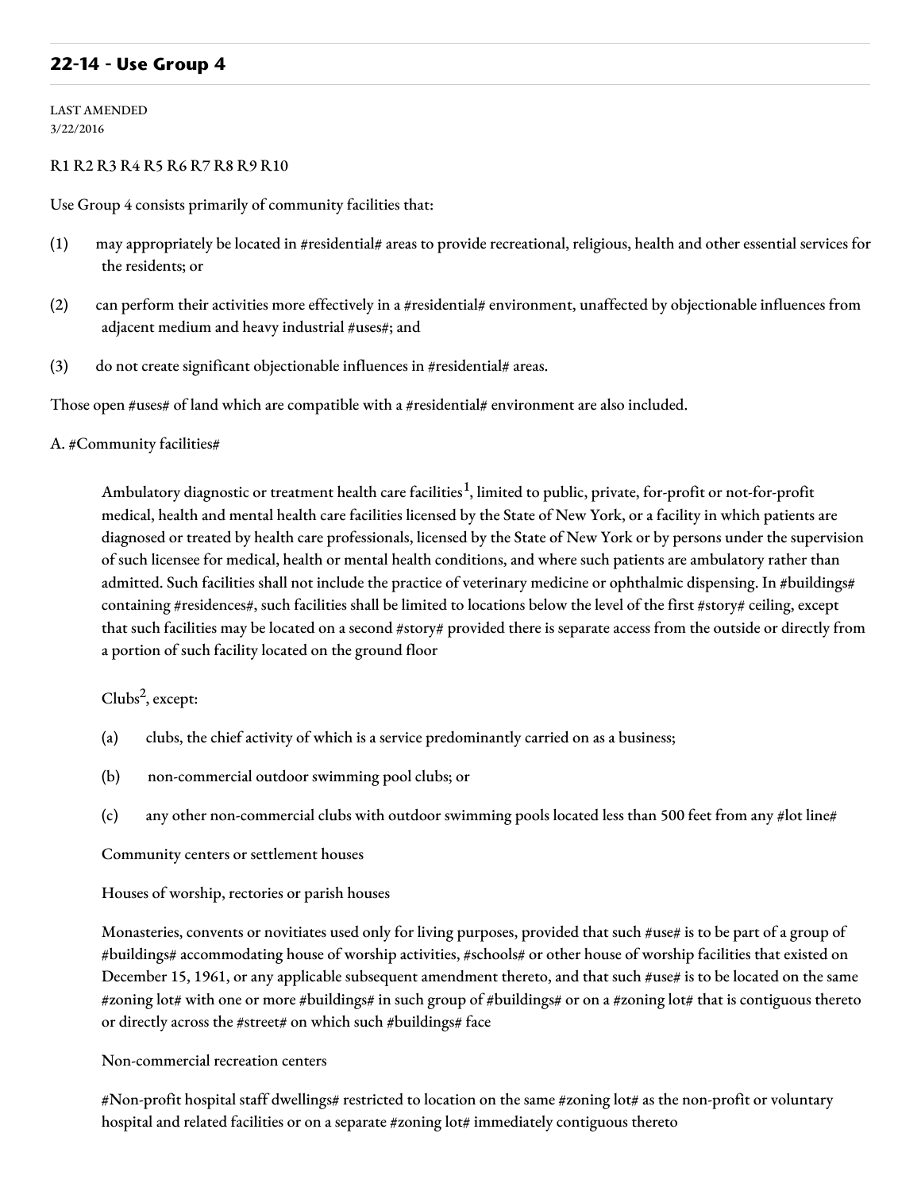## 22-14 - Use Group 4

LAST AMENDED
3/22/2016

R1 R2 R3 R4 R5 R6 R7 R8 R9 R10

Use Group 4 consists primarily of community facilities that:

(1) may appropriately be located in #residential# areas to provide recreational, religious, health and other essential services for the residents; or

(2) can perform their activities more effectively in a #residential# environment, unaffected by objectionable influences from adjacent medium and heavy industrial #uses#; and

(3) do not create significant objectionable influences in #residential# areas.

Those open #uses# of land which are compatible with a #residential# environment are also included.

A. #Community facilities#

> Ambulatory diagnostic or treatment health care facilities[1], limited to public, private, for-profit or not-for-profit medical, health and mental health care facilities licensed by the State of New York, or a facility in which patients are diagnosed or treated by health care professionals, licensed by the State of New York or by persons under the supervision of such licensee for medical, health or mental health conditions, and where such patients are ambulatory rather than admitted. Such facilities shall not include the practice of veterinary medicine or ophthalmic dispensing. In #buildings# containing #residences#, such facilities shall be limited to locations below the level of the first #story# ceiling, except that such facilities may be located on a second #story# provided there is separate access from the outside or directly from a portion of such facility located on the ground floor
>
> Clubs[2], except:
>
> (a) clubs, the chief activity of which is a service predominantly carried on as a business;
>
> (b) non-commercial outdoor swimming pool clubs; or
>
> (c) any other non-commercial clubs with outdoor swimming pools located less than 500 feet from any #lot line#
>
> Community centers or settlement houses
>
> Houses of worship, rectories or parish houses
>
> Monasteries, convents or novitiates used only for living purposes, provided that such #use# is to be part of a group of #buildings# accommodating house of worship activities, #schools# or other house of worship facilities that existed on December 15, 1961, or any applicable subsequent amendment thereto, and that such #use# is to be located on the same #zoning lot# with one or more #buildings# in such group of #buildings# or on a #zoning lot# that is contiguous thereto or directly across the #street# on which such #buildings# face
>
> Non-commercial recreation centers
>
> #Non-profit hospital staff dwellings# restricted to location on the same #zoning lot# as the non-profit or voluntary hospital and related facilities or on a separate #zoning lot# immediately contiguous thereto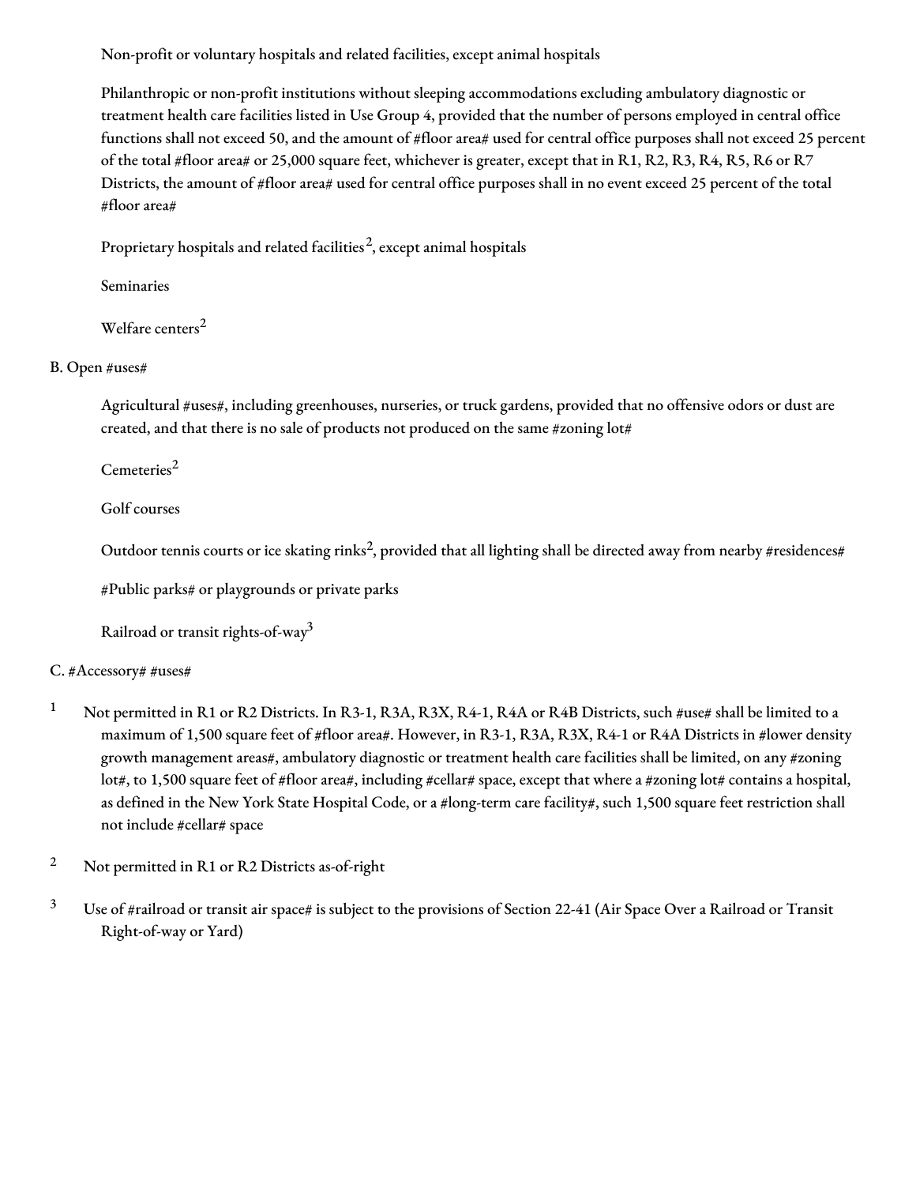Non-profit or voluntary hospitals and related facilities, except animal hospitals

Philanthropic or non-profit institutions without sleeping accommodations excluding ambulatory diagnostic or treatment health care facilities listed in Use Group 4, provided that the number of persons employed in central office functions shall not exceed 50, and the amount of #floor area# used for central office purposes shall not exceed 25 percent of the total #floor area# or 25,000 square feet, whichever is greater, except that in R1, R2, R3, R4, R5, R6 or R7 Districts, the amount of #floor area# used for central office purposes shall in no event exceed 25 percent of the total #floor area#

Proprietary hospitals and related facilities[2], except animal hospitals

Seminaries

Welfare centers[2]

B. Open #uses#

Agricultural #uses#, including greenhouses, nurseries, or truck gardens, provided that no offensive odors or dust are created, and that there is no sale of products not produced on the same #zoning lot#

Cemeteries[2]

Golf courses

Outdoor tennis courts or ice skating rinks[2], provided that all lighting shall be directed away from nearby #residences#

#Public parks# or playgrounds or private parks

Railroad or transit rights-of-way[3]

C. #Accessory# #uses#

[1] Not permitted in R1 or R2 Districts. In R3-1, R3A, R3X, R4-1, R4A or R4B Districts, such #use# shall be limited to a maximum of 1,500 square feet of #floor area#. However, in R3-1, R3A, R3X, R4-1 or R4A Districts in #lower density growth management areas#, ambulatory diagnostic or treatment health care facilities shall be limited, on any #zoning lot#, to 1,500 square feet of #floor area#, including #cellar# space, except that where a #zoning lot# contains a hospital, as defined in the New York State Hospital Code, or a #long-term care facility#, such 1,500 square feet restriction shall not include #cellar# space

[2] Not permitted in R1 or R2 Districts as-of-right

[3] Use of #railroad or transit air space# is subject to the provisions of Section 22-41 (Air Space Over a Railroad or Transit Right-of-way or Yard)